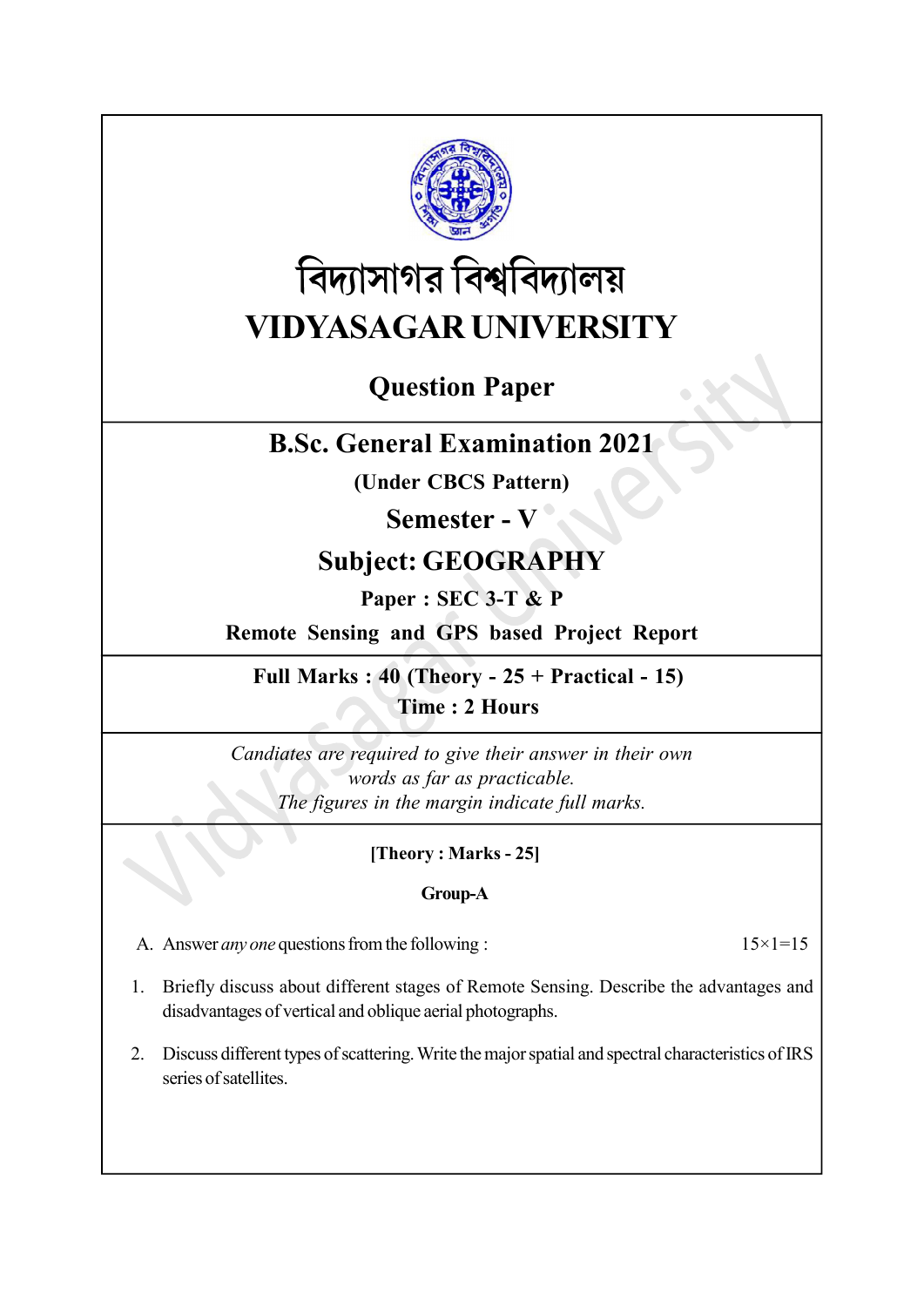# বিদ্যাসাগর বিশ্ববিদ্যালয়

# VIDYASAGAR UNIVERSITY

## Question Paper

## B.Sc. General Examination 2021

**(Under CBCS Pattern)**

## Semester - V

## Subject: GEOGRAPHY

**Paper : SEC 3-T & P**

**Remote Sensing and GPS based Project Report**

**Full Marks : 40 (Theory - 25 + Practical - 15)**
**Time : 2 Hours**

*Candiates are required to give their answer in their own words as far as practicable.*
*The figures in the margin indicate full marks.*

**[Theory : Marks - 25]**

**Group-A**

A. Answer *any one* questions from the following : 15×1=15

1. Briefly discuss about different stages of Remote Sensing. Describe the advantages and disadvantages of vertical and oblique aerial photographs.

2. Discuss different types of scattering. Write the major spatial and spectral characteristics of IRS series of satellites.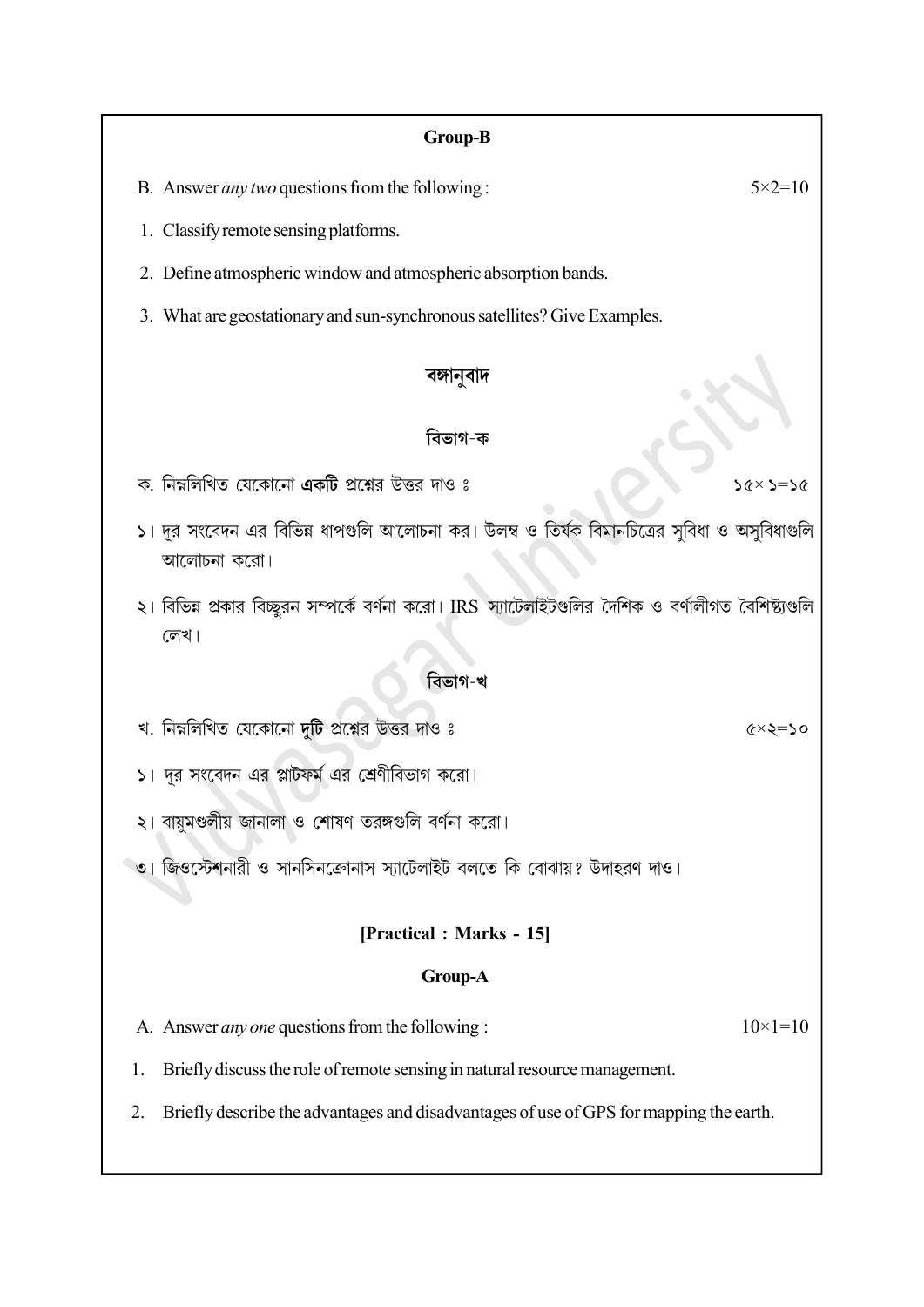**Group-B**

B. Answer *any two* questions from the following : 5×2=10

1. Classify remote sensing platforms.
2. Define atmospheric window and atmospheric absorption bands.
3. What are geostationary and sun-synchronous satellites? Give Examples.

**বঙ্গানুবাদ**

**বিভাগ-ক**

ক. নিম্নলিখিত যেকোনো **একটি** প্রশ্নের উত্তর দাও ঃ ১৫× ১=১৫

১। দূর সংবেদন এর বিভিন্ন ধাপগুলি আলোচনা কর। উলম্ব ও তির্যক বিমানচিত্রের সুবিধা ও অসুবিধাগুলি আলোচনা করো।

২। বিভিন্ন প্রকার বিচ্ছুরন সম্পর্কে বর্ণনা করো। IRS স্যাটেলাইটগুলির দৈশিক ও বর্ণালীগত বৈশিষ্ট্যগুলি লেখ।

**বিভাগ-খ**

খ. নিম্নলিখিত যেকোনো **দুটি** প্রশ্নের উত্তর দাও ঃ ৫×২=১০

১। দূর সংবেদন এর প্লাটফর্ম এর শ্রেণীবিভাগ করো।

২। বায়ুমণ্ডলীয় জানালা ও শোষণ তরঙ্গগুলি বর্ণনা করো।

৩। জিওস্টেশনারী ও সানসিনক্রোনাস স্যাটেলাইট বলতে কি বোঝায়? উদাহরণ দাও।

**[Practical : Marks - 15]**

**Group-A**

A. Answer *any one* questions from the following : 10×1=10

1. Briefly discuss the role of remote sensing in natural resource management.
2. Briefly describe the advantages and disadvantages of use of GPS for mapping the earth.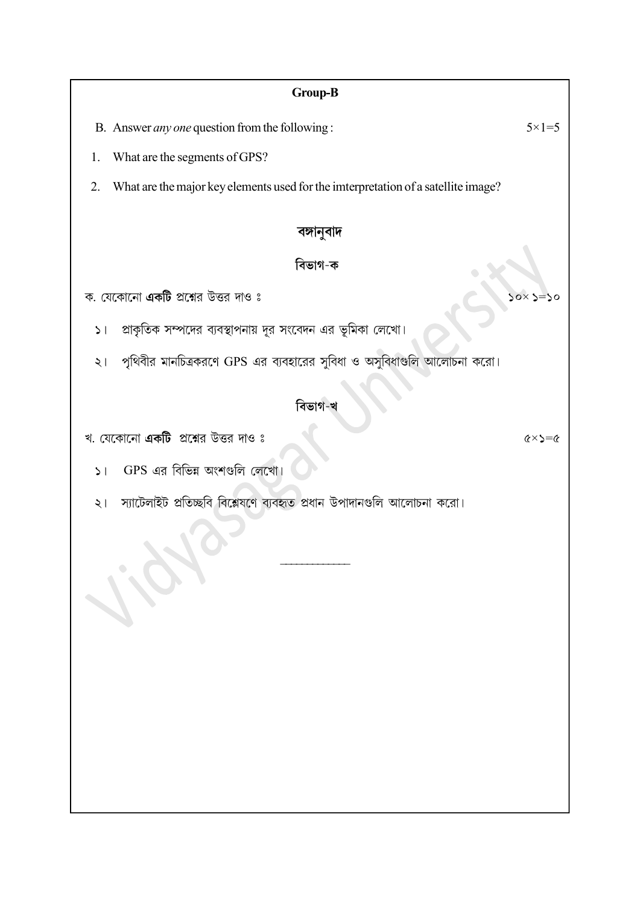## Group-B

B. Answer *any one* question from the following : 5×1=5

1. What are the segments of GPS?
2. What are the major key elements used for the imterpretation of a satellite image?

## বঙ্গানুবাদ

### বিভাগ-ক

ক. যেকোনো **একটি** প্রশ্নের উত্তর দাও ঃ ১০× ১=১০

১। প্রাকৃতিক সম্পদের ব্যবস্থাপনায় দূর সংবেদন এর ভূমিকা লেখো।

২। পৃথিবীর মানচিত্রকরণে GPS এর ব্যবহারের সুবিধা ও অসুবিধাগুলি আলোচনা করো।

### বিভাগ-খ

খ. যেকোনো **একটি** প্রশ্নের উত্তর দাও ঃ ৫×১=৫

১। GPS এর বিভিন্ন অংশগুলি লেখো।

২। স্যাটেলাইট প্রতিচ্ছবি বিশ্লেষণে ব্যবহৃত প্রধান উপাদানগুলি আলোচনা করো।

---